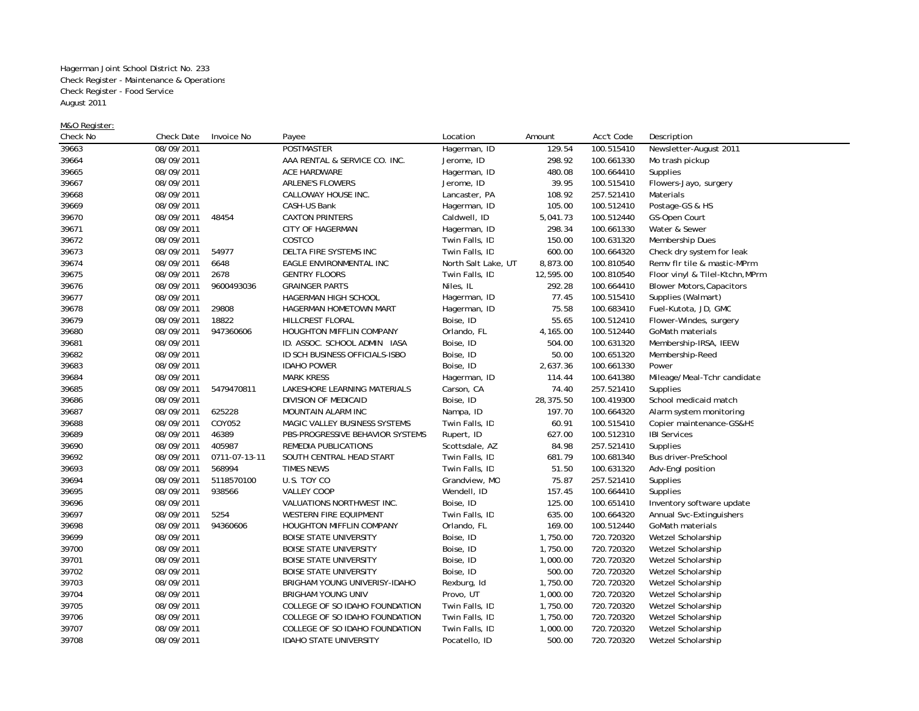Hagerman Joint School District No. 233
Check Register - Maintenance & Operations
Check Register - Food Service
August 2011

M&O Register:

| Check No | Check Date | Invoice No | Payee | Location | Amount | Acc't Code | Description |
|---|---|---|---|---|---|---|---|
| 39663 | 08/09/2011 | | POSTMASTER | Hagerman, ID | 129.54 | 100.515410 | Newsletter-August 2011 |
| 39664 | 08/09/2011 | | AAA RENTAL & SERVICE CO. INC. | Jerome, ID | 298.92 | 100.661330 | Mo trash pickup |
| 39665 | 08/09/2011 | | ACE HARDWARE | Hagerman, ID | 480.08 | 100.664410 | Supplies |
| 39667 | 08/09/2011 | | ARLENE'S FLOWERS | Jerome, ID | 39.95 | 100.515410 | Flowers-Jayo, surgery |
| 39668 | 08/09/2011 | | CALLOWAY HOUSE INC. | Lancaster, PA | 108.92 | 257.521410 | Materials |
| 39669 | 08/09/2011 | | CASH-US Bank | Hagerman, ID | 105.00 | 100.512410 | Postage-GS & HS |
| 39670 | 08/09/2011 | 48454 | CAXTON PRINTERS | Caldwell, ID | 5,041.73 | 100.512440 | GS-Open Court |
| 39671 | 08/09/2011 | | CITY OF HAGERMAN | Hagerman, ID | 298.34 | 100.661330 | Water & Sewer |
| 39672 | 08/09/2011 | | COSTCO | Twin Falls, ID | 150.00 | 100.631320 | Membership Dues |
| 39673 | 08/09/2011 | 54977 | DELTA FIRE SYSTEMS INC | Twin Falls, ID | 600.00 | 100.664320 | Check dry system for leak |
| 39674 | 08/09/2011 | 6648 | EAGLE ENVIRONMENTAL INC | North Salt Lake, UT | 8,873.00 | 100.810540 | Remv flr tile & mastic-MPrm |
| 39675 | 08/09/2011 | 2678 | GENTRY FLOORS | Twin Falls, ID | 12,595.00 | 100.810540 | Floor vinyl & Tilel-Ktchn,MPrm |
| 39676 | 08/09/2011 | 9600493036 | GRAINGER PARTS | Niles, IL | 292.28 | 100.664410 | Blower Motors,Capacitors |
| 39677 | 08/09/2011 | | HAGERMAN HIGH SCHOOL | Hagerman, ID | 77.45 | 100.515410 | Supplies (Walmart) |
| 39678 | 08/09/2011 | 29808 | HAGERMAN HOMETOWN MART | Hagerman, ID | 75.58 | 100.683410 | Fuel-Kutota, JD, GMC |
| 39679 | 08/09/2011 | 18822 | HILLCREST FLORAL | Boise, ID | 55.65 | 100.512410 | Flower-Windes, surgery |
| 39680 | 08/09/2011 | 947360606 | HOUGHTON MIFFLIN COMPANY | Orlando, FL | 4,165.00 | 100.512440 | GoMath materials |
| 39681 | 08/09/2011 | | ID. ASSOC. SCHOOL ADMIN IASA | Boise, ID | 504.00 | 100.631320 | Membership-IRSA, IEEW |
| 39682 | 08/09/2011 | | ID SCH BUSINESS OFFICIALS-ISBO | Boise, ID | 50.00 | 100.651320 | Membership-Reed |
| 39683 | 08/09/2011 | | IDAHO POWER | Boise, ID | 2,637.36 | 100.661330 | Power |
| 39684 | 08/09/2011 | | MARK KRESS | Hagerman, ID | 114.44 | 100.641380 | Mileage/Meal-Tchr candidate |
| 39685 | 08/09/2011 | 5479470811 | LAKESHORE LEARNING MATERIALS | Carson, CA | 74.40 | 257.521410 | Supplies |
| 39686 | 08/09/2011 | | DIVISION OF MEDICAID | Boise, ID | 28,375.50 | 100.419300 | School medicaid match |
| 39687 | 08/09/2011 | 625228 | MOUNTAIN ALARM INC | Nampa, ID | 197.70 | 100.664320 | Alarm system monitoring |
| 39688 | 08/09/2011 | COY052 | MAGIC VALLEY BUSINESS SYSTEMS | Twin Falls, ID | 60.91 | 100.515410 | Copier maintenance-GS&HS |
| 39689 | 08/09/2011 | 46389 | PBS-PROGRESSIVE BEHAVIOR SYSTEMS | Rupert, ID | 627.00 | 100.512310 | IBI Services |
| 39690 | 08/09/2011 | 405987 | REMEDIA PUBLICATIONS | Scottsdale, AZ | 84.98 | 257.521410 | Supplies |
| 39692 | 08/09/2011 | 0711-07-13-11 | SOUTH CENTRAL HEAD START | Twin Falls, ID | 681.79 | 100.681340 | Bus driver-PreSchool |
| 39693 | 08/09/2011 | 568994 | TIMES NEWS | Twin Falls, ID | 51.50 | 100.631320 | Adv-Engl position |
| 39694 | 08/09/2011 | 5118570100 | U.S. TOY CO | Grandview, MO | 75.87 | 257.521410 | Supplies |
| 39695 | 08/09/2011 | 938566 | VALLEY COOP | Wendell, ID | 157.45 | 100.664410 | Supplies |
| 39696 | 08/09/2011 | | VALUATIONS NORTHWEST INC. | Boise, ID | 125.00 | 100.651410 | Inventory software update |
| 39697 | 08/09/2011 | 5254 | WESTERN FIRE EQUIPMENT | Twin Falls, ID | 635.00 | 100.664320 | Annual Svc-Extinguishers |
| 39698 | 08/09/2011 | 94360606 | HOUGHTON MIFFLIN COMPANY | Orlando, FL | 169.00 | 100.512440 | GoMath materials |
| 39699 | 08/09/2011 | | BOISE STATE UNIVERSITY | Boise, ID | 1,750.00 | 720.720320 | Wetzel Scholarship |
| 39700 | 08/09/2011 | | BOISE STATE UNIVERSITY | Boise, ID | 1,750.00 | 720.720320 | Wetzel Scholarship |
| 39701 | 08/09/2011 | | BOISE STATE UNIVERSITY | Boise, ID | 1,000.00 | 720.720320 | Wetzel Scholarship |
| 39702 | 08/09/2011 | | BOISE STATE UNIVERSITY | Boise, ID | 500.00 | 720.720320 | Wetzel Scholarship |
| 39703 | 08/09/2011 | | BRIGHAM YOUNG UNIVERISY-IDAHO | Rexburg, Id | 1,750.00 | 720.720320 | Wetzel Scholarship |
| 39704 | 08/09/2011 | | BRIGHAM YOUNG UNIV | Provo, UT | 1,000.00 | 720.720320 | Wetzel Scholarship |
| 39705 | 08/09/2011 | | COLLEGE OF SO IDAHO FOUNDATION | Twin Falls, ID | 1,750.00 | 720.720320 | Wetzel Scholarship |
| 39706 | 08/09/2011 | | COLLEGE OF SO IDAHO FOUNDATION | Twin Falls, ID | 1,750.00 | 720.720320 | Wetzel Scholarship |
| 39707 | 08/09/2011 | | COLLEGE OF SO IDAHO FOUNDATION | Twin Falls, ID | 1,000.00 | 720.720320 | Wetzel Scholarship |
| 39708 | 08/09/2011 | | IDAHO STATE UNIVERSITY | Pocatello, ID | 500.00 | 720.720320 | Wetzel Scholarship |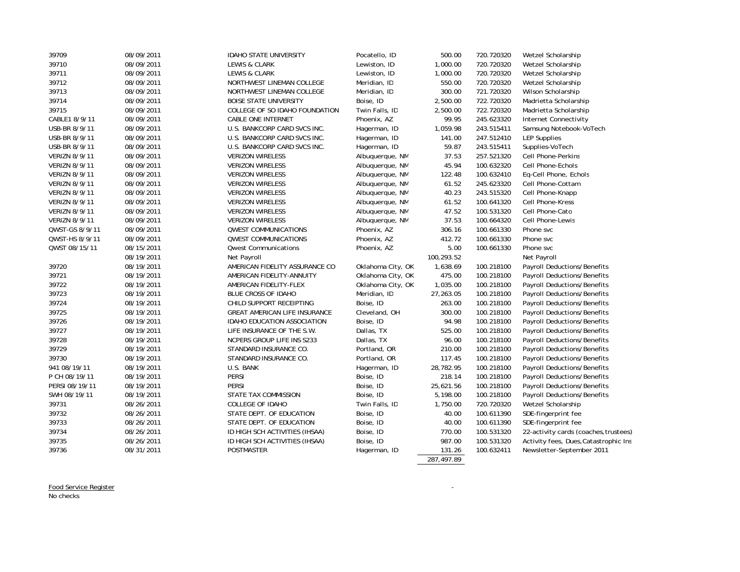| | | | | | | |
|---|---|---|---|---|---|---|
| 39709 | 08/09/2011 | IDAHO STATE UNIVERSITY | Pocatello, ID | 500.00 | 720.720320 | Wetzel Scholarship |
| 39710 | 08/09/2011 | LEWIS & CLARK | Lewiston, ID | 1,000.00 | 720.720320 | Wetzel Scholarship |
| 39711 | 08/09/2011 | LEWIS & CLARK | Lewiston, ID | 1,000.00 | 720.720320 | Wetzel Scholarship |
| 39712 | 08/09/2011 | NORTHWEST LINEMAN COLLEGE | Meridian, ID | 550.00 | 720.720320 | Wetzel Scholarship |
| 39713 | 08/09/2011 | NORTHWEST LINEMAN COLLEGE | Meridian, ID | 300.00 | 721.720320 | Wilson Scholarship |
| 39714 | 08/09/2011 | BOISE STATE UNIVERSITY | Boise, ID | 2,500.00 | 722.720320 | Madrietta Scholarship |
| 39715 | 08/09/2011 | COLLEGE OF SO IDAHO FOUNDATION | Twin Falls, ID | 2,500.00 | 722.720320 | Madrietta Scholarship |
| CABLE1 8/9/11 | 08/09/2011 | CABLE ONE INTERNET | Phoenix, AZ | 99.95 | 245.623320 | Internet Connectivity |
| USB-BR 8/9/11 | 08/09/2011 | U.S. BANKCORP CARD SVCS INC. | Hagerman, ID | 1,059.98 | 243.515411 | Samsung Notebook-VoTech |
| USB-BR 8/9/11 | 08/09/2011 | U.S. BANKCORP CARD SVCS INC. | Hagerman, ID | 141.00 | 247.512410 | LEP Supplies |
| USB-BR 8/9/11 | 08/09/2011 | U.S. BANKCORP CARD SVCS INC. | Hagerman, ID | 59.87 | 243.515411 | Supplies-VoTech |
| VERIZN 8/9/11 | 08/09/2011 | VERIZON WIRELESS | Albuquerque, NM | 37.53 | 257.521320 | Cell Phone-Perkins |
| VERIZN 8/9/11 | 08/09/2011 | VERIZON WIRELESS | Albuquerque, NM | 45.94 | 100.632320 | Cell Phone-Echols |
| VERIZN 8/9/11 | 08/09/2011 | VERIZON WIRELESS | Albuquerque, NM | 122.48 | 100.632410 | Eq-Cell Phone, Echols |
| VERIZN 8/9/11 | 08/09/2011 | VERIZON WIRELESS | Albuquerque, NM | 61.52 | 245.623320 | Cell Phone-Cottam |
| VERIZN 8/9/11 | 08/09/2011 | VERIZON WIRELESS | Albuquerque, NM | 40.23 | 243.515320 | Cell Phone-Knapp |
| VERIZN 8/9/11 | 08/09/2011 | VERIZON WIRELESS | Albuquerque, NM | 61.52 | 100.641320 | Cell Phone-Kress |
| VERIZN 8/9/11 | 08/09/2011 | VERIZON WIRELESS | Albuquerque, NM | 47.52 | 100.531320 | Cell Phone-Cato |
| VERIZN 8/9/11 | 08/09/2011 | VERIZON WIRELESS | Albuquerque, NM | 37.53 | 100.664320 | Cell Phone-Lewis |
| QWST-GS 8/9/11 | 08/09/2011 | QWEST COMMUNICATIONS | Phoenix, AZ | 306.16 | 100.661330 | Phone svc |
| QWST-HS 8/9/11 | 08/09/2011 | QWEST COMMUNICATIONS | Phoenix, AZ | 412.72 | 100.661330 | Phone svc |
| QWST 08/15/11 | 08/15/2011 | Qwest Communications | Phoenix, AZ | 5.00 | 100.661330 | Phone svc |
| | 08/19/2011 | Net Payroll | | 100,293.52 | | Net Payroll |
| 39720 | 08/19/2011 | AMERICAN FIDELITY ASSURANCE CO | Oklahoma City, OK | 1,638.69 | 100.218100 | Payroll Deductions/Benefits |
| 39721 | 08/19/2011 | AMERICAN FIDELITY-ANNUITY | Oklahoma City, OK | 475.00 | 100.218100 | Payroll Deductions/Benefits |
| 39722 | 08/19/2011 | AMERICAN FIDELITY-FLEX | Oklahoma City, OK | 1,035.00 | 100.218100 | Payroll Deductions/Benefits |
| 39723 | 08/19/2011 | BLUE CROSS OF IDAHO | Meridian, ID | 27,263.05 | 100.218100 | Payroll Deductions/Benefits |
| 39724 | 08/19/2011 | CHILD SUPPORT RECEIPTING | Boise, ID | 263.00 | 100.218100 | Payroll Deductions/Benefits |
| 39725 | 08/19/2011 | GREAT AMERICAN LIFE INSURANCE | Cleveland, OH | 300.00 | 100.218100 | Payroll Deductions/Benefits |
| 39726 | 08/19/2011 | IDAHO EDUCATION ASSOCIATION | Boise, ID | 94.98 | 100.218100 | Payroll Deductions/Benefits |
| 39727 | 08/19/2011 | LIFE INSURANCE OF THE S.W. | Dallas, TX | 525.00 | 100.218100 | Payroll Deductions/Benefits |
| 39728 | 08/19/2011 | NCPERS GROUP LIFE INS S233 | Dallas, TX | 96.00 | 100.218100 | Payroll Deductions/Benefits |
| 39729 | 08/19/2011 | STANDARD INSURANCE CO. | Portland, OR | 210.00 | 100.218100 | Payroll Deductions/Benefits |
| 39730 | 08/19/2011 | STANDARD INSURANCE CO. | Portland, OR | 117.45 | 100.218100 | Payroll Deductions/Benefits |
| 941 08/19/11 | 08/19/2011 | U.S. BANK | Hagerman, ID | 28,782.95 | 100.218100 | Payroll Deductions/Benefits |
| P CH 08/19/11 | 08/19/2011 | PERSI | Boise, ID | 218.14 | 100.218100 | Payroll Deductions/Benefits |
| PERSI 08/19/11 | 08/19/2011 | PERSI | Boise, ID | 25,621.56 | 100.218100 | Payroll Deductions/Benefits |
| SWH 08/19/11 | 08/19/2011 | STATE TAX COMMISSION | Boise, ID | 5,198.00 | 100.218100 | Payroll Deductions/Benefits |
| 39731 | 08/26/2011 | COLLEGE OF IDAHO | Twin Falls, ID | 1,750.00 | 720.720320 | Wetzel Scholarship |
| 39732 | 08/26/2011 | STATE DEPT. OF EDUCATION | Boise, ID | 40.00 | 100.611390 | SDE-fingerprint fee |
| 39733 | 08/26/2011 | STATE DEPT. OF EDUCATION | Boise, ID | 40.00 | 100.611390 | SDE-fingerprint fee |
| 39734 | 08/26/2011 | ID HIGH SCH ACTIVITIES (IHSAA) | Boise, ID | 770.00 | 100.531320 | 22-activity cards (coaches, trustees) |
| 39735 | 08/26/2011 | ID HIGH SCH ACTIVITIES (IHSAA) | Boise, ID | 987.00 | 100.531320 | Activity fees, Dues, Catastrophic Ins |
| 39736 | 08/31/2011 | POSTMASTER | Hagerman, ID | 131.26 | 100.632411 | Newsletter-September 2011 |
| | | | | 287,497.89 | | |

Food Service Register

No checks

-